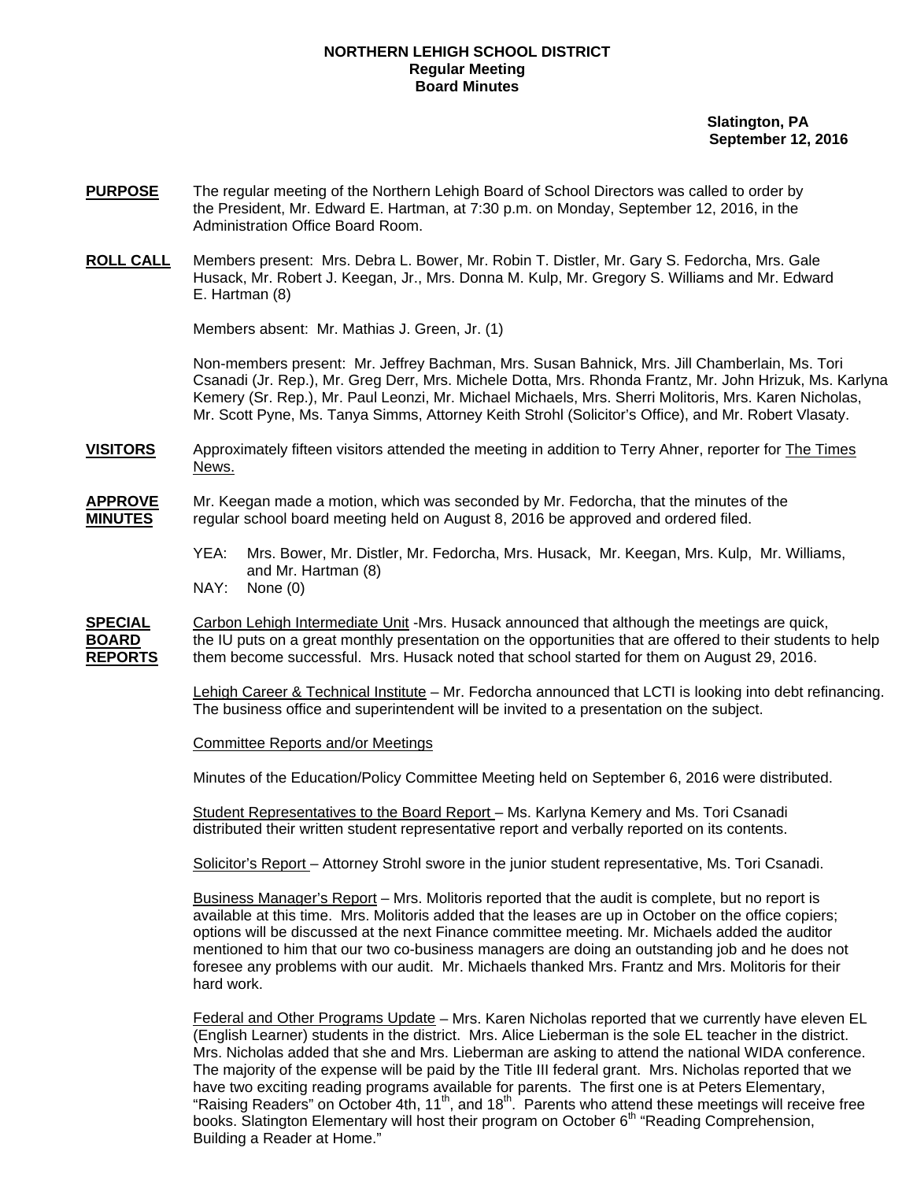**NORTHERN LEHIGH SCHOOL DISTRICT**
**Regular Meeting**
**Board Minutes**

**Slatington, PA**
**September 12, 2016**

**PURPOSE** The regular meeting of the Northern Lehigh Board of School Directors was called to order by the President, Mr. Edward E. Hartman, at 7:30 p.m. on Monday, September 12, 2016, in the Administration Office Board Room.

**ROLL CALL** Members present: Mrs. Debra L. Bower, Mr. Robin T. Distler, Mr. Gary S. Fedorcha, Mrs. Gale Husack, Mr. Robert J. Keegan, Jr., Mrs. Donna M. Kulp, Mr. Gregory S. Williams and Mr. Edward E. Hartman (8)

Members absent: Mr. Mathias J. Green, Jr. (1)

Non-members present: Mr. Jeffrey Bachman, Mrs. Susan Bahnick, Mrs. Jill Chamberlain, Ms. Tori Csanadi (Jr. Rep.), Mr. Greg Derr, Mrs. Michele Dotta, Mrs. Rhonda Frantz, Mr. John Hrizuk, Ms. Karlyna Kemery (Sr. Rep.), Mr. Paul Leonzi, Mr. Michael Michaels, Mrs. Sherri Molitoris, Mrs. Karen Nicholas, Mr. Scott Pyne, Ms. Tanya Simms, Attorney Keith Strohl (Solicitor's Office), and Mr. Robert Vlasaty.

**VISITORS** Approximately fifteen visitors attended the meeting in addition to Terry Ahner, reporter for The Times News.

**APPROVE MINUTES** Mr. Keegan made a motion, which was seconded by Mr. Fedorcha, that the minutes of the regular school board meeting held on August 8, 2016 be approved and ordered filed.

YEA: Mrs. Bower, Mr. Distler, Mr. Fedorcha, Mrs. Husack, Mr. Keegan, Mrs. Kulp, Mr. Williams, and Mr. Hartman (8)
NAY: None (0)

**SPECIAL BOARD REPORTS** Carbon Lehigh Intermediate Unit -Mrs. Husack announced that although the meetings are quick, the IU puts on a great monthly presentation on the opportunities that are offered to their students to help them become successful. Mrs. Husack noted that school started for them on August 29, 2016.

Lehigh Career & Technical Institute – Mr. Fedorcha announced that LCTI is looking into debt refinancing. The business office and superintendent will be invited to a presentation on the subject.

Committee Reports and/or Meetings

Minutes of the Education/Policy Committee Meeting held on September 6, 2016 were distributed.

Student Representatives to the Board Report – Ms. Karlyna Kemery and Ms. Tori Csanadi distributed their written student representative report and verbally reported on its contents.

Solicitor's Report – Attorney Strohl swore in the junior student representative, Ms. Tori Csanadi.

Business Manager's Report – Mrs. Molitoris reported that the audit is complete, but no report is available at this time. Mrs. Molitoris added that the leases are up in October on the office copiers; options will be discussed at the next Finance committee meeting. Mr. Michaels added the auditor mentioned to him that our two co-business managers are doing an outstanding job and he does not foresee any problems with our audit. Mr. Michaels thanked Mrs. Frantz and Mrs. Molitoris for their hard work.

Federal and Other Programs Update – Mrs. Karen Nicholas reported that we currently have eleven EL (English Learner) students in the district. Mrs. Alice Lieberman is the sole EL teacher in the district. Mrs. Nicholas added that she and Mrs. Lieberman are asking to attend the national WIDA conference. The majority of the expense will be paid by the Title III federal grant. Mrs. Nicholas reported that we have two exciting reading programs available for parents. The first one is at Peters Elementary, "Raising Readers" on October 4th, 11th, and 18th. Parents who attend these meetings will receive free books. Slatington Elementary will host their program on October 6th "Reading Comprehension, Building a Reader at Home."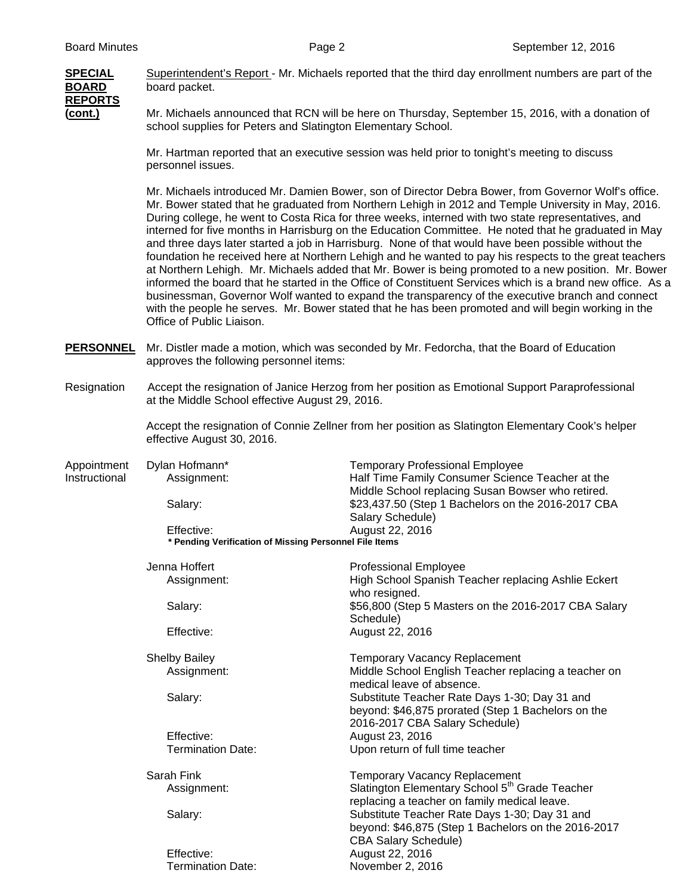**SPECIAL BOARD REPORTS (cont.)**

Superintendent's Report - Mr. Michaels reported that the third day enrollment numbers are part of the board packet.

Mr. Michaels announced that RCN will be here on Thursday, September 15, 2016, with a donation of school supplies for Peters and Slatington Elementary School.

Mr. Hartman reported that an executive session was held prior to tonight's meeting to discuss personnel issues.

Mr. Michaels introduced Mr. Damien Bower, son of Director Debra Bower, from Governor Wolf's office. Mr. Bower stated that he graduated from Northern Lehigh in 2012 and Temple University in May, 2016. During college, he went to Costa Rica for three weeks, interned with two state representatives, and interned for five months in Harrisburg on the Education Committee. He noted that he graduated in May and three days later started a job in Harrisburg. None of that would have been possible without the foundation he received here at Northern Lehigh and he wanted to pay his respects to the great teachers at Northern Lehigh. Mr. Michaels added that Mr. Bower is being promoted to a new position. Mr. Bower informed the board that he started in the Office of Constituent Services which is a brand new office. As a businessman, Governor Wolf wanted to expand the transparency of the executive branch and connect with the people he serves. Mr. Bower stated that he has been promoted and will begin working in the Office of Public Liaison.

**PERSONNEL**

Mr. Distler made a motion, which was seconded by Mr. Fedorcha, that the Board of Education approves the following personnel items:

Resignation

Accept the resignation of Janice Herzog from her position as Emotional Support Paraprofessional at the Middle School effective August 29, 2016.

Accept the resignation of Connie Zellner from her position as Slatington Elementary Cook's helper effective August 30, 2016.

Appointment Instructional

Dylan Hofmann* — Temporary Professional Employee
- Assignment: Half Time Family Consumer Science Teacher at the Middle School replacing Susan Bowser who retired.
- Salary: $23,437.50 (Step 1 Bachelors on the 2016-2017 CBA Salary Schedule)
- Effective: August 22, 2016

**\* Pending Verification of Missing Personnel File Items**

Jenna Hoffert — Professional Employee
- Assignment: High School Spanish Teacher replacing Ashlie Eckert who resigned.
- Salary: $56,800 (Step 5 Masters on the 2016-2017 CBA Salary Schedule)
- Effective: August 22, 2016

Shelby Bailey — Temporary Vacancy Replacement
- Assignment: Middle School English Teacher replacing a teacher on medical leave of absence.
- Salary: Substitute Teacher Rate Days 1-30; Day 31 and beyond: $46,875 prorated (Step 1 Bachelors on the 2016-2017 CBA Salary Schedule)
- Effective: August 23, 2016
- Termination Date: Upon return of full time teacher

Sarah Fink — Temporary Vacancy Replacement
- Assignment: Slatington Elementary School 5th Grade Teacher replacing a teacher on family medical leave.
- Salary: Substitute Teacher Rate Days 1-30; Day 31 and beyond: $46,875 (Step 1 Bachelors on the 2016-2017 CBA Salary Schedule)
- Effective: August 22, 2016
- Termination Date: November 2, 2016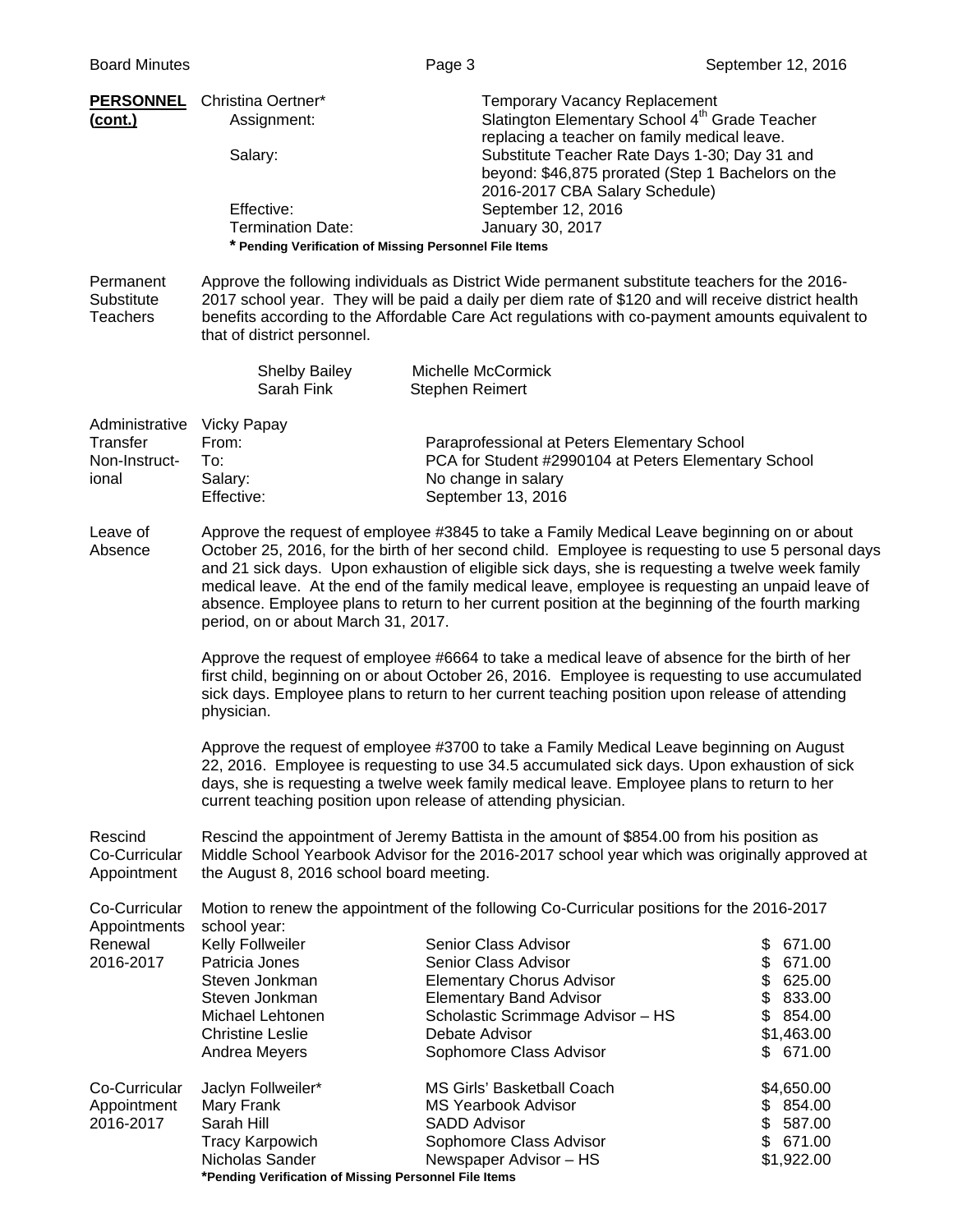**PERSONNEL (cont.)**

Christina Oertner*

| | |
|---|---|
| Assignment: | Temporary Vacancy Replacement<br>Slatington Elementary School 4th Grade Teacher replacing a teacher on family medical leave. |
| Salary: | Substitute Teacher Rate Days 1-30; Day 31 and beyond: $46,875 prorated (Step 1 Bachelors on the 2016-2017 CBA Salary Schedule) |
| Effective: | September 12, 2016 |
| Termination Date: | January 30, 2017 |

**\* Pending Verification of Missing Personnel File Items**

**Permanent Substitute Teachers**

Approve the following individuals as District Wide permanent substitute teachers for the 2016-2017 school year. They will be paid a daily per diem rate of $120 and will receive district health benefits according to the Affordable Care Act regulations with co-payment amounts equivalent to that of district personnel.

| | |
|---|---|
| Shelby Bailey | Michelle McCormick |
| Sarah Fink | Stephen Reimert |

**Administrative Transfer Non-Instructional**

Vicky Papay

| | |
|---|---|
| From: | Paraprofessional at Peters Elementary School |
| To: | PCA for Student #2990104 at Peters Elementary School |
| Salary: | No change in salary |
| Effective: | September 13, 2016 |

**Leave of Absence**

Approve the request of employee #3845 to take a Family Medical Leave beginning on or about October 25, 2016, for the birth of her second child. Employee is requesting to use 5 personal days and 21 sick days. Upon exhaustion of eligible sick days, she is requesting a twelve week family medical leave. At the end of the family medical leave, employee is requesting an unpaid leave of absence. Employee plans to return to her current position at the beginning of the fourth marking period, on or about March 31, 2017.

Approve the request of employee #6664 to take a medical leave of absence for the birth of her first child, beginning on or about October 26, 2016. Employee is requesting to use accumulated sick days. Employee plans to return to her current teaching position upon release of attending physician.

Approve the request of employee #3700 to take a Family Medical Leave beginning on August 22, 2016. Employee is requesting to use 34.5 accumulated sick days. Upon exhaustion of sick days, she is requesting a twelve week family medical leave. Employee plans to return to her current teaching position upon release of attending physician.

**Rescind Co-Curricular Appointment**

Rescind the appointment of Jeremy Battista in the amount of $854.00 from his position as Middle School Yearbook Advisor for the 2016-2017 school year which was originally approved at the August 8, 2016 school board meeting.

**Co-Curricular Appointments Renewal 2016-2017**

Motion to renew the appointment of the following Co-Curricular positions for the 2016-2017 school year:

| | | |
|---|---|---|
| Kelly Follweiler | Senior Class Advisor | $ 671.00 |
| Patricia Jones | Senior Class Advisor | $ 671.00 |
| Steven Jonkman | Elementary Chorus Advisor | $ 625.00 |
| Steven Jonkman | Elementary Band Advisor | $ 833.00 |
| Michael Lehtonen | Scholastic Scrimmage Advisor – HS | $ 854.00 |
| Christine Leslie | Debate Advisor | $1,463.00 |
| Andrea Meyers | Sophomore Class Advisor | $ 671.00 |

**Co-Curricular Appointment 2016-2017**

| | | |
|---|---|---|
| Jaclyn Follweiler* | MS Girls' Basketball Coach | $4,650.00 |
| Mary Frank | MS Yearbook Advisor | $ 854.00 |
| Sarah Hill | SADD Advisor | $ 587.00 |
| Tracy Karpowich | Sophomore Class Advisor | $ 671.00 |
| Nicholas Sander | Newspaper Advisor – HS | $1,922.00 |

**\*Pending Verification of Missing Personnel File Items**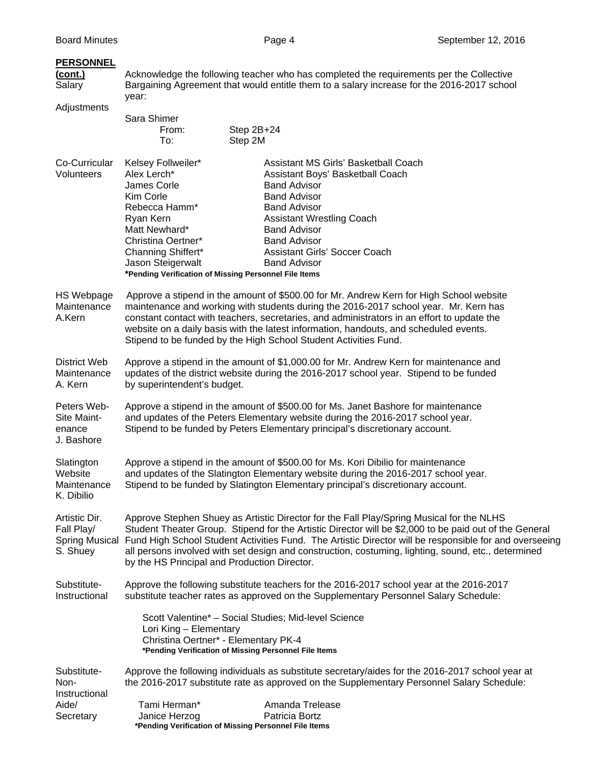**PERSONNEL (cont.)**

**Salary Adjustments**

Acknowledge the following teacher who has completed the requirements per the Collective Bargaining Agreement that would entitle them to a salary increase for the 2016-2017 school year:

Sara Shimer
From: Step 2B+24
To: Step 2M

**Co-Curricular Volunteers**

| Name | Position |
|---|---|
| Kelsey Follweiler* | Assistant MS Girls' Basketball Coach |
| Alex Lerch* | Assistant Boys' Basketball Coach |
| James Corle | Band Advisor |
| Kim Corle | Band Advisor |
| Rebecca Hamm* | Band Advisor |
| Ryan Kern | Assistant Wrestling Coach |
| Matt Newhard* | Band Advisor |
| Christina Oertner* | Band Advisor |
| Channing Shiffert* | Assistant Girls' Soccer Coach |
| Jason Steigerwalt | Band Advisor |

***Pending Verification of Missing Personnel File Items**

**HS Webpage Maintenance A.Kern**

Approve a stipend in the amount of $500.00 for Mr. Andrew Kern for High School website maintenance and working with students during the 2016-2017 school year. Mr. Kern has constant contact with teachers, secretaries, and administrators in an effort to update the website on a daily basis with the latest information, handouts, and scheduled events. Stipend to be funded by the High School Student Activities Fund.

**District Web Maintenance A. Kern**

Approve a stipend in the amount of $1,000.00 for Mr. Andrew Kern for maintenance and updates of the district website during the 2016-2017 school year. Stipend to be funded by superintendent's budget.

**Peters Web-Site Maintenance J. Bashore**

Approve a stipend in the amount of $500.00 for Ms. Janet Bashore for maintenance and updates of the Peters Elementary website during the 2016-2017 school year. Stipend to be funded by Peters Elementary principal's discretionary account.

**Slatington Website Maintenance K. Dibilio**

Approve a stipend in the amount of $500.00 for Ms. Kori Dibilio for maintenance and updates of the Slatington Elementary website during the 2016-2017 school year. Stipend to be funded by Slatington Elementary principal's discretionary account.

**Artistic Dir. Fall Play/ Spring Musical S. Shuey**

Approve Stephen Shuey as Artistic Director for the Fall Play/Spring Musical for the NLHS Student Theater Group. Stipend for the Artistic Director will be $2,000 to be paid out of the General Fund High School Student Activities Fund. The Artistic Director will be responsible for and overseeing all persons involved with set design and construction, costuming, lighting, sound, etc., determined by the HS Principal and Production Director.

**Substitute-Instructional**

Approve the following substitute teachers for the 2016-2017 school year at the 2016-2017 substitute teacher rates as approved on the Supplementary Personnel Salary Schedule:

Scott Valentine* – Social Studies; Mid-level Science
Lori King – Elementary
Christina Oertner* - Elementary PK-4

***Pending Verification of Missing Personnel File Items**

**Substitute-Non-Instructional Aide/ Secretary**

Approve the following individuals as substitute secretary/aides for the 2016-2017 school year at the 2016-2017 substitute rate as approved on the Supplementary Personnel Salary Schedule:

| | |
|---|---|
| Tami Herman* | Amanda Trelease |
| Janice Herzog | Patricia Bortz |

***Pending Verification of Missing Personnel File Items**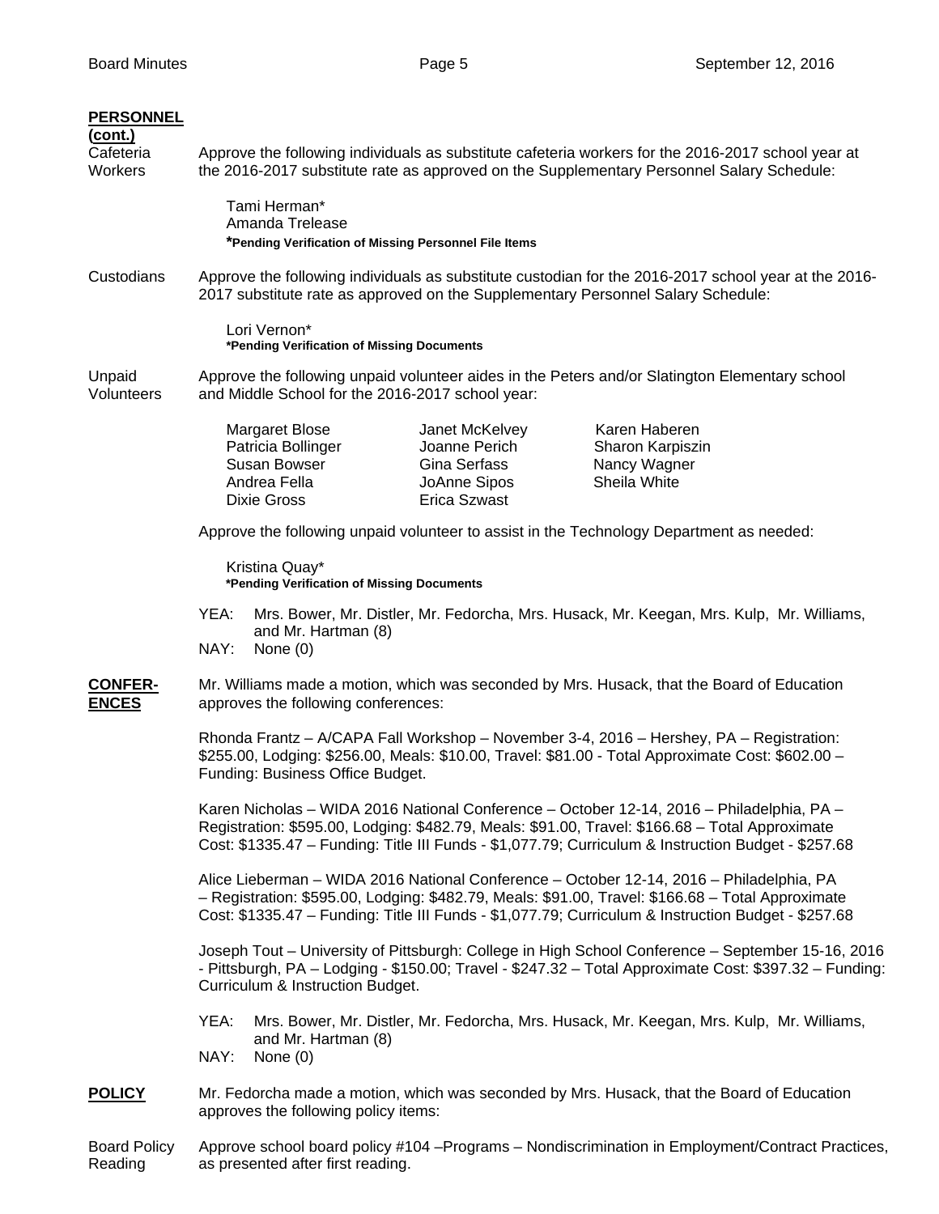**PERSONNEL (cont.)**

Cafeteria Workers

Approve the following individuals as substitute cafeteria workers for the 2016-2017 school year at the 2016-2017 substitute rate as approved on the Supplementary Personnel Salary Schedule:

Tami Herman*
Amanda Trelease
**\*Pending Verification of Missing Personnel File Items**

Custodians

Approve the following individuals as substitute custodian for the 2016-2017 school year at the 2016-2017 substitute rate as approved on the Supplementary Personnel Salary Schedule:

Lori Vernon*
**\*Pending Verification of Missing Documents**

Unpaid Volunteers

Approve the following unpaid volunteer aides in the Peters and/or Slatington Elementary school and Middle School for the 2016-2017 school year:

| | | |
|---|---|---|
| Margaret Blose | Janet McKelvey | Karen Haberen |
| Patricia Bollinger | Joanne Perich | Sharon Karpiszin |
| Susan Bowser | Gina Serfass | Nancy Wagner |
| Andrea Fella | JoAnne Sipos | Sheila White |
| Dixie Gross | Erica Szwast | |

Approve the following unpaid volunteer to assist in the Technology Department as needed:

Kristina Quay*
**\*Pending Verification of Missing Documents**

YEA: Mrs. Bower, Mr. Distler, Mr. Fedorcha, Mrs. Husack, Mr. Keegan, Mrs. Kulp, Mr. Williams, and Mr. Hartman (8)
NAY: None (0)

**CONFERENCES**

Mr. Williams made a motion, which was seconded by Mrs. Husack, that the Board of Education approves the following conferences:

Rhonda Frantz – A/CAPA Fall Workshop – November 3-4, 2016 – Hershey, PA – Registration: $255.00, Lodging: $256.00, Meals: $10.00, Travel: $81.00 - Total Approximate Cost: $602.00 – Funding: Business Office Budget.

Karen Nicholas – WIDA 2016 National Conference – October 12-14, 2016 – Philadelphia, PA – Registration: $595.00, Lodging: $482.79, Meals: $91.00, Travel: $166.68 – Total Approximate Cost: $1335.47 – Funding: Title III Funds - $1,077.79; Curriculum & Instruction Budget - $257.68

Alice Lieberman – WIDA 2016 National Conference – October 12-14, 2016 – Philadelphia, PA – Registration: $595.00, Lodging: $482.79, Meals: $91.00, Travel: $166.68 – Total Approximate Cost: $1335.47 – Funding: Title III Funds - $1,077.79; Curriculum & Instruction Budget - $257.68

Joseph Tout – University of Pittsburgh: College in High School Conference – September 15-16, 2016 - Pittsburgh, PA – Lodging - $150.00; Travel - $247.32 – Total Approximate Cost: $397.32 – Funding: Curriculum & Instruction Budget.

YEA: Mrs. Bower, Mr. Distler, Mr. Fedorcha, Mrs. Husack, Mr. Keegan, Mrs. Kulp, Mr. Williams, and Mr. Hartman (8)
NAY: None (0)

**POLICY**

Mr. Fedorcha made a motion, which was seconded by Mrs. Husack, that the Board of Education approves the following policy items:

Board Policy Reading

Approve school board policy #104 –Programs – Nondiscrimination in Employment/Contract Practices, as presented after first reading.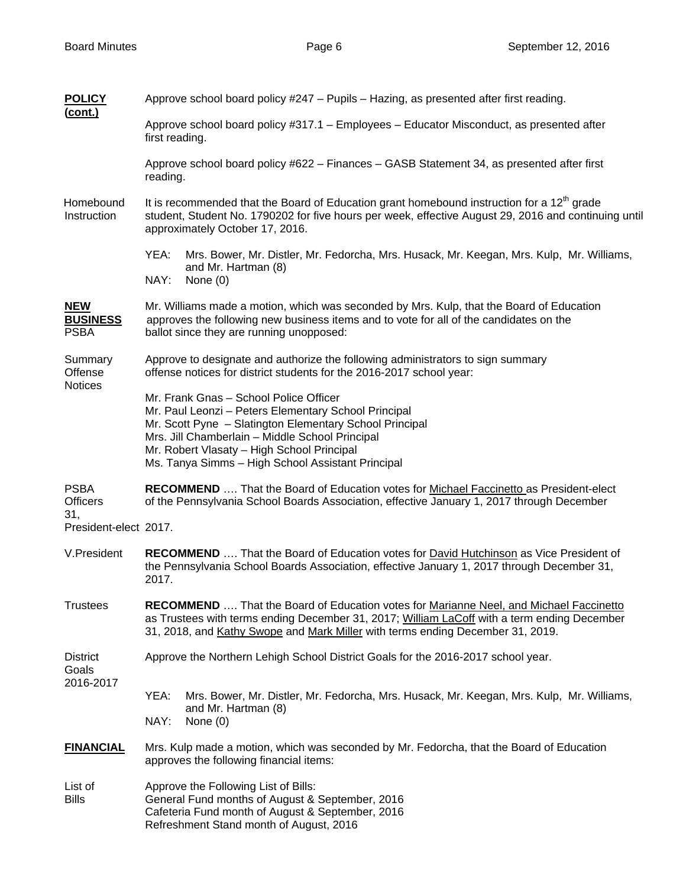**POLICY (cont.)**

Approve school board policy #247 – Pupils – Hazing, as presented after first reading.

Approve school board policy #317.1 – Employees – Educator Misconduct, as presented after first reading.

Approve school board policy #622 – Finances – GASB Statement 34, as presented after first reading.

Homebound Instruction

It is recommended that the Board of Education grant homebound instruction for a 12th grade student, Student No. 1790202 for five hours per week, effective August 29, 2016 and continuing until approximately October 17, 2016.

YEA: Mrs. Bower, Mr. Distler, Mr. Fedorcha, Mrs. Husack, Mr. Keegan, Mrs. Kulp, Mr. Williams, and Mr. Hartman (8)
NAY: None (0)

**NEW BUSINESS**

PSBA

Mr. Williams made a motion, which was seconded by Mrs. Kulp, that the Board of Education approves the following new business items and to vote for all of the candidates on the ballot since they are running unopposed:

Summary Offense Notices

Approve to designate and authorize the following administrators to sign summary offense notices for district students for the 2016-2017 school year:

Mr. Frank Gnas – School Police Officer
Mr. Paul Leonzi – Peters Elementary School Principal
Mr. Scott Pyne – Slatington Elementary School Principal
Mrs. Jill Chamberlain – Middle School Principal
Mr. Robert Vlasaty – High School Principal
Ms. Tanya Simms – High School Assistant Principal

PSBA Officers President-elect

**RECOMMEND** …. That the Board of Education votes for Michael Faccinetto as President-elect of the Pennsylvania School Boards Association, effective January 1, 2017 through December 31, 2017.

V.President

**RECOMMEND** …. That the Board of Education votes for David Hutchinson as Vice President of the Pennsylvania School Boards Association, effective January 1, 2017 through December 31, 2017.

Trustees

**RECOMMEND** …. That the Board of Education votes for Marianne Neel, and Michael Faccinetto as Trustees with terms ending December 31, 2017; William LaCoff with a term ending December 31, 2018, and Kathy Swope and Mark Miller with terms ending December 31, 2019.

District Goals 2016-2017

Approve the Northern Lehigh School District Goals for the 2016-2017 school year.

YEA: Mrs. Bower, Mr. Distler, Mr. Fedorcha, Mrs. Husack, Mr. Keegan, Mrs. Kulp, Mr. Williams, and Mr. Hartman (8)
NAY: None (0)

**FINANCIAL**

Mrs. Kulp made a motion, which was seconded by Mr. Fedorcha, that the Board of Education approves the following financial items:

List of Bills

Approve the Following List of Bills:
General Fund months of August & September, 2016
Cafeteria Fund month of August & September, 2016
Refreshment Stand month of August, 2016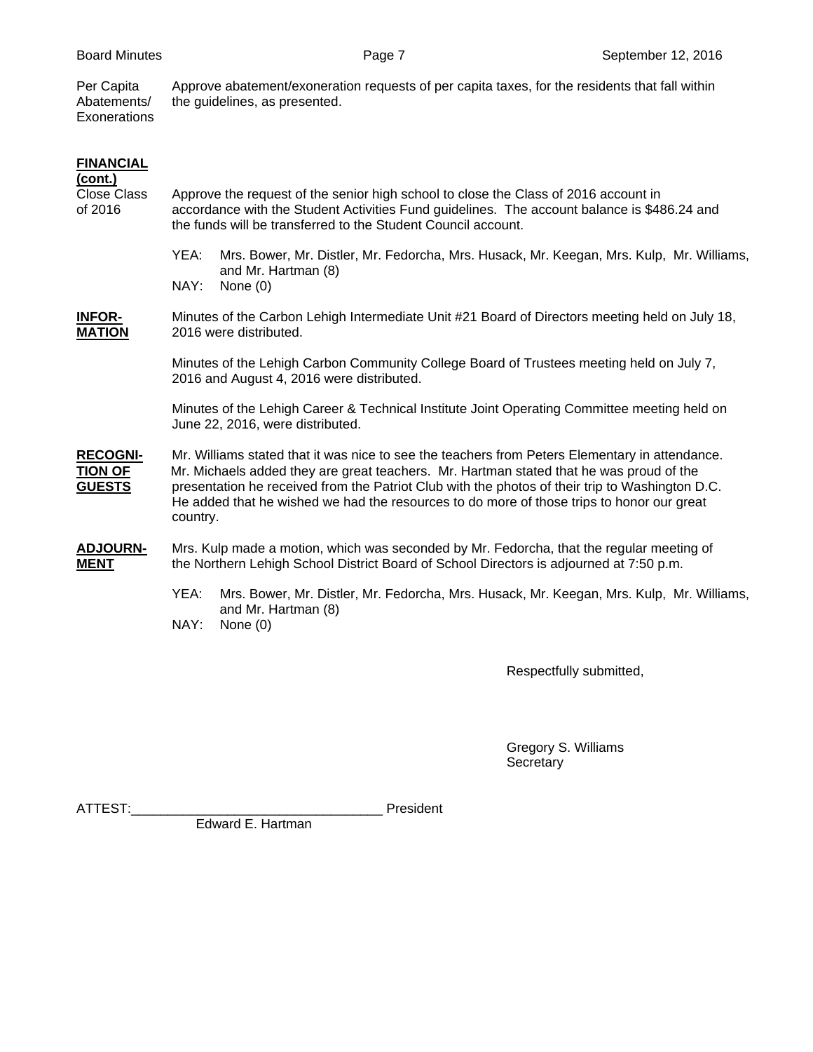Per Capita Abatements/ Exonerations — Approve abatement/exoneration requests of per capita taxes, for the residents that fall within the guidelines, as presented.

**FINANCIAL (cont.)**

Close Class of 2016 — Approve the request of the senior high school to close the Class of 2016 account in accordance with the Student Activities Fund guidelines. The account balance is $486.24 and the funds will be transferred to the Student Council account.

YEA: Mrs. Bower, Mr. Distler, Mr. Fedorcha, Mrs. Husack, Mr. Keegan, Mrs. Kulp, Mr. Williams, and Mr. Hartman (8)
NAY: None (0)

**INFORMATION**

Minutes of the Carbon Lehigh Intermediate Unit #21 Board of Directors meeting held on July 18, 2016 were distributed.

Minutes of the Lehigh Carbon Community College Board of Trustees meeting held on July 7, 2016 and August 4, 2016 were distributed.

Minutes of the Lehigh Career & Technical Institute Joint Operating Committee meeting held on June 22, 2016, were distributed.

**RECOGNITION OF GUESTS**

Mr. Williams stated that it was nice to see the teachers from Peters Elementary in attendance. Mr. Michaels added they are great teachers. Mr. Hartman stated that he was proud of the presentation he received from the Patriot Club with the photos of their trip to Washington D.C. He added that he wished we had the resources to do more of those trips to honor our great country.

**ADJOURNMENT**

Mrs. Kulp made a motion, which was seconded by Mr. Fedorcha, that the regular meeting of the Northern Lehigh School District Board of School Directors is adjourned at 7:50 p.m.

YEA: Mrs. Bower, Mr. Distler, Mr. Fedorcha, Mrs. Husack, Mr. Keegan, Mrs. Kulp, Mr. Williams, and Mr. Hartman (8)
NAY: None (0)

Respectfully submitted,

Gregory S. Williams
Secretary

ATTEST:_________________________________ President
Edward E. Hartman